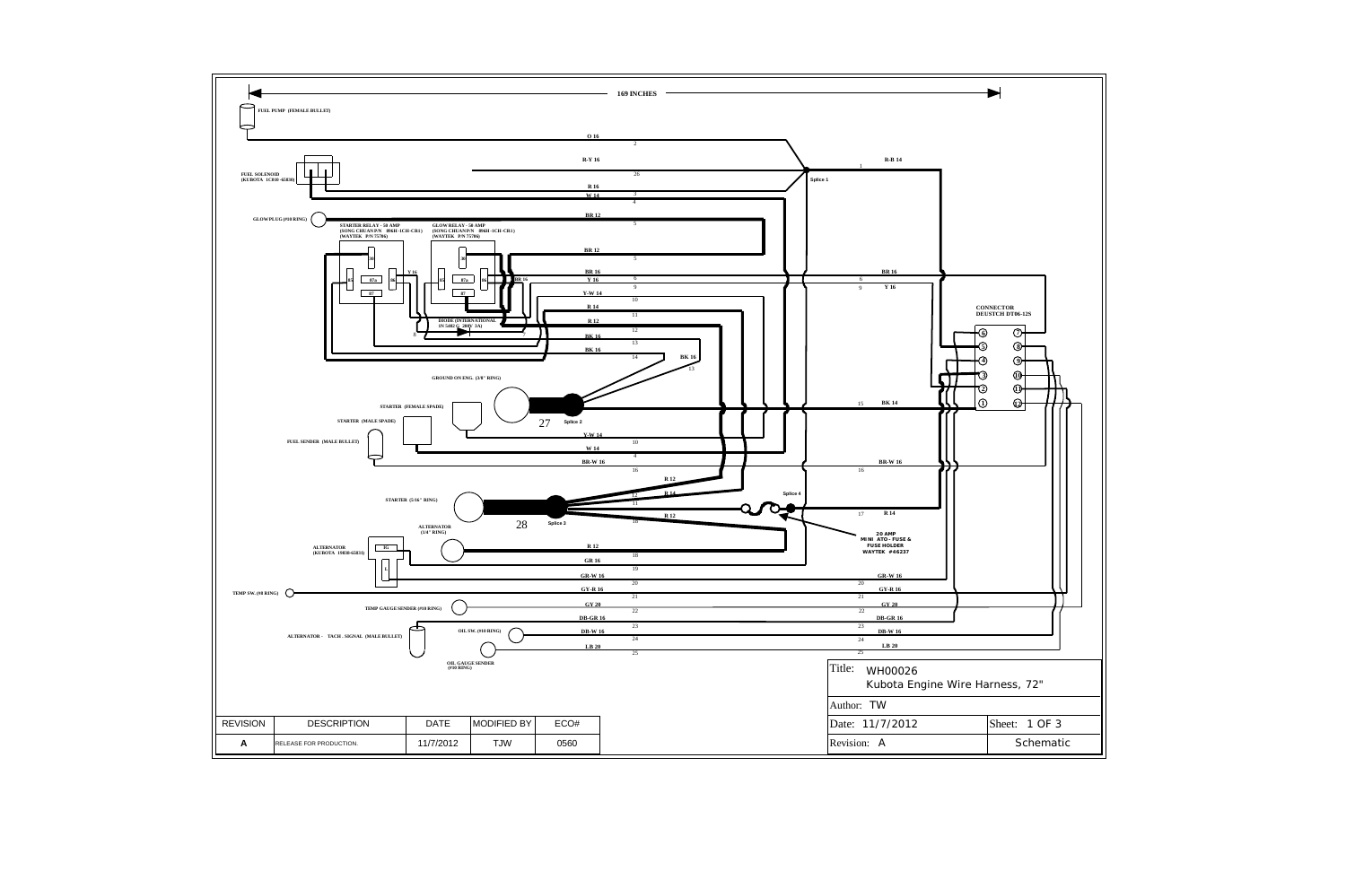169 INCHES

FUEL PUMP (FEMALE BULLET)

FUEL SOLENOID (KUBOTA 1C010-65830)

GLOWPLUG (#10 RING)

STARTER RELAY - 50 AMP (SONG CHUAN P/N 896H-1CH-CR1) (WAYTEK P/N 75786)

GLOW RELAY - 50 AMP (SONG CHUAN P/N 896H-1CH-CR1) (WAYTEK P/N 75786)

DIODE (INTERNATIONAL 1N 5402 G 200V 3A)

GROUND ON ENG. (3/8" RING)

STARTER (FEMALE SPADE)

STARTER (MALE SPADE)

FUEL SENDER (MALE BULLET)

STARTER (5/16" RING)

ALTERNATOR (1/4" RING)

ALTERNATOR (KUBOTA 19838-65811)

TEMP SW. (#8 RING)

TEMP GAUGE SENDER (#10 RING)

OIL SW. (#10 RING)

ALTERNATOR - TACH. SIGNAL (MALE BULLET)

OIL GAUGE SENDER (#10 RING)

Splice 1

Splice 2

Splice 3

Splice 4

27

28

20 AMP MINI ATO - FUSE & FUSE HOLDER WAYTEK #46237

CONNECTOR DEUSTCH DT06-12S

| Wire # | Color / Gauge |
|---|---|
| 1 | R-B 14 |
| 2 | O 16 |
| 3 | R 16 |
| 4 | W 14 |
| 5 | BR 12 |
| 6 | BR 16 |
| 8 | BR 16 |
| 9 | Y 16 |
| 10 | Y-W 14 |
| 11 | R 14 |
| 12 | R 12 |
| 13 | BK 16 |
| 14 | BK 16 |
| 15 | BK 14 |
| 16 | BR-W 16 |
| 17 | R 14 |
| 18 | R 12 |
| 19 | GR 16 |
| 20 | GR-W 16 |
| 21 | GY-R 16 |
| 22 | GY 20 |
| 23 | DB-GR 16 |
| 24 | DB-W 16 |
| 25 | LB 20 |
| 26 | R-Y 16 |

| REVISION | DESCRIPTION | DATE | MODIFIED BY | ECO# |
|---|---|---|---|---|
| A | RELEASE FOR PRODUCTION. | 11/7/2012 | TJW | 0560 |

Title: WH00026
Kubota Engine Wire Harness, 72"

Author: TW

Date: 11/7/2012

Sheet: 1 OF 3

Revision: A

Schematic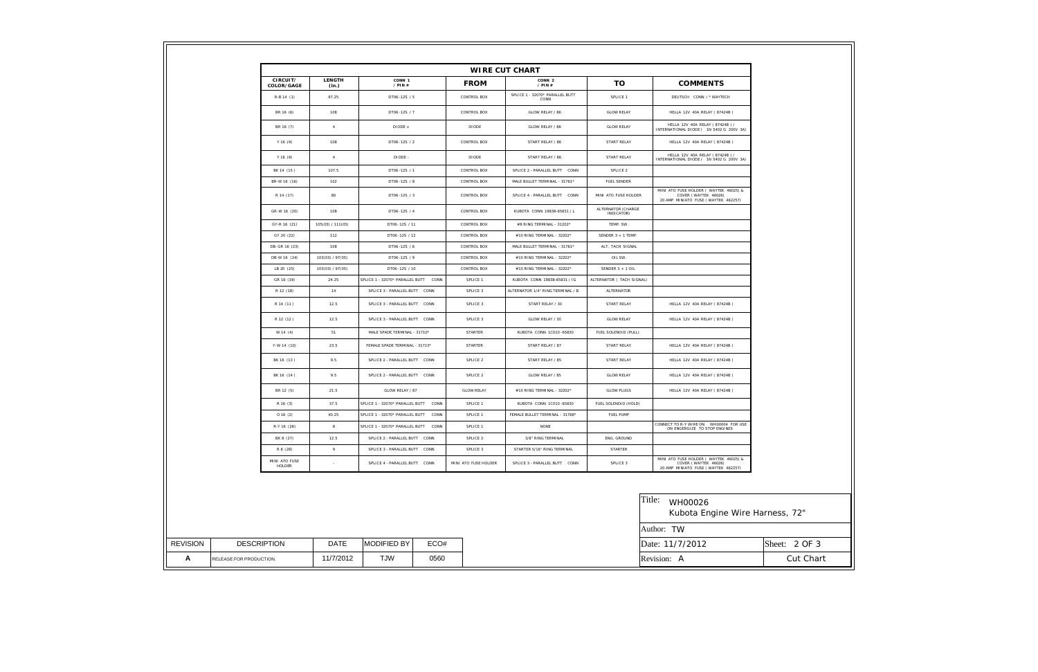## WIRE CUT CHART

| CIRCUIT/ COLOR/GAGE | LENGTH (in.) | CONN 1 / PIN # | FROM | CONN 2 / PIN # | TO | COMMENTS |
|---|---|---|---|---|---|---|
| R-B 14 (1) | 97.25 | DT06-12S / 5 | CONTROL BOX | SPLICE 1 - 32070* PARALLEL BUTT CONN | SPLICE 1 | DEUTSCH CONN / * WAYTECH |
| BR 16 (6) | 108 | DT06-12S / 7 | CONTROL BOX | GLOW RELAY / 86 | GLOW RELAY | HELLA 12V 40A RELAY ( 87424B ) |
| BR 16 (7) | 4 | DIODE + | DIODE | GLOW RELAY / 86 | GLOW RELAY | HELLA 12V 40A RELAY ( 87424B ) / INTERNATIONAL DIODE ( 1N 5402 G 200V 3A) |
| Y 16 (9) | 108 | DT06-12S / 2 | CONTROL BOX | START RELAY / 86 | START RELAY | HELLA 12V 40A RELAY ( 87424B ) |
| Y 16 (8) | 4 | DIODE - | DIODE | START RELAY / 86 | START RELAY | HELLA 12V 40A RELAY ( 87424B ) / INTERNATIONAL DIODE ( 1N 5402 G 200V 3A) |
| BK 14 (15) | 107.5 | DT06-12S / 1 | CONTROL BOX | SPLICE 2 - PARALLEL BUTT CONN | SPLICE 2 | |
| BR-W 16 (16) | 102 | DT06-12S / 8 | CONTROL BOX | MALE BULLET TERMINAL - 31761* | FUEL SENDER | |
| R 14 (17) | 80 | DT06-12S / 3 | CONTROL BOX | SPLICE 4 - PARALLEL BUTT CONN | MINI ATO FUSE HOLDER | MINI ATO FUSE HOLDER ( WAYTEK 46025) & COVER ( WAYTEK 46026) 20 AMP MINIATO FUSE ( WAYTEK 46225?) |
| GR-W 16 (20) | 108 | DT06-12S / 4 | CONTROL BOX | KUBOTA CONN 19838-65831 / L | ALTERNATOR (CHARGE INDICATOR) | |
| GY-R 16 (21) | 105(03) / 111(05) | DT06-12S / 11 | CONTROL BOX | #8 RING TERMINAL - 31202* | TEMP. SW. | |
| GY 20 (22) | 112 | DT06-12S / 12 | CONTROL BOX | #10 RING TERMINAL - 32202* | SENDER 3 + 1 TEMP. | |
| DB-GR 16 (23) | 108 | DT06-12S / 6 | CONTROL BOX | MALE BULLET TERMINAL - 31761* | ALT. TACH SIGNAL | |
| DB-W 16 (24) | 103(03) / 97(05) | DT06-12S / 9 | CONTROL BOX | #10 RING TERMINAL - 32202* | OIL SW. | |
| LB 20 (25) | 103(03) / 97(05) | DT06-12S / 10 | CONTROL BOX | #10 RING TERMINAL - 32202* | SENDER 3 + 1 OIL | |
| GR 16 (19) | 24.25 | SPLICE 1 - 32070* PARALLEL BUTT CONN | SPLICE 1 | KUBOTA CONN 19838-65831 / IG | ALTERNATOR ( TACH SIGNAL) | |
| R 12 (18) | 14 | SPLICE 3 - PARALLEL BUTT CONN | SPLICE 3 | ALTERNATOR 1/4" RING TERMINAL / B | ALTERNATOR | |
| R 14 (11) | 12.5 | SPLICE 3 - PARALLEL BUTT CONN | SPLICE 3 | START RELAY / 30 | START RELAY | HELLA 12V 40A RELAY ( 87424B ) |
| R 12 (12) | 12.5 | SPLICE 3 - PARALLEL BUTT CONN | SPLICE 3 | GLOW RELAY / 30 | GLOW RELAY | HELLA 12V 40A RELAY ( 87424B ) |
| W 14 (4) | 51 | MALE SPADE TERMINAL - 31710* | STARTER | KUBOTA CONN 1C010-65830 | FUEL SOLENOID (PULL) | |
| Y-W 14 (10) | 23.5 | FEMALE SPADE TERMINAL - 31713* | STARTER | START RELAY / 87 | START RELAY | HELLA 12V 40A RELAY ( 87424B ) |
| BK 16 (13) | 9.5 | SPLICE 2 - PARALLEL BUTT CONN | SPLICE 2 | START RELAY / 85 | START RELAY | HELLA 12V 40A RELAY ( 87424B ) |
| BK 16 (14) | 9.5 | SPLICE 2 - PARALLEL BUTT CONN | SPLICE 2 | GLOW RELAY / 85 | GLOW RELAY | HELLA 12V 40A RELAY ( 87424B ) |
| BR 12 (5) | 21.5 | GLOW RELAY / 87 | GLOW RELAY | #10 RING TERMINAL - 32202* | GLOW PLUGS | HELLA 12V 40A RELAY ( 87424B ) |
| R 16 (3) | 37.5 | SPLICE 1 - 32070* PARALLEL BUTT CONN | SPLICE 1 | KUBOTA CONN 1C010-65830 | FUEL SOLENOID (HOLD) | |
| O 16 (2) | 40.25 | SPLICE 1 - 32070* PARALLEL BUTT CONN | SPLICE 1 | FEMALE BULLET TERMINAL - 31768* | FUEL PUMP | |
| R-Y 16 (26) | 8 | SPLICE 1 - 32070* PARALLEL BUTT CONN | SPLICE 1 | NONE | | CONNECT TO R-Y WIRE ON WH00004 FOR USE ON ENGERGIZE TO STOP ENGINES |
| BK 8 (27) | 12.5 | SPLICE 2 - PARALLEL BUTT CONN | SPLICE 2 | 3/8" RING TERMINAL | ENG. GROUND | |
| R 8 (28) | 9 | SPLICE 3 - PARALLEL BUTT CONN | SPLICE 3 | STARTER 5/16" RING TERMINAL | STARTER | |
| MINI ATO FUSE HOLDER | - | SPLICE 4 - PARALLEL BUTT CONN | MINI ATO FUSE HOLDER | SPLICE 3 - PARALLEL BUTT CONN | SPLICE 3 | MINI ATO FUSE HOLDER ( WAYTEK 46025) & COVER ( WAYTEK 46026) 20 AMP MINIATO FUSE ( WAYTEK 46225?) |

| REVISION | DESCRIPTION | DATE | MODIFIED BY | ECO# |
|---|---|---|---|---|
| A | RELEASE FOR PRODUCTION. | 11/7/2012 | TJW | 0560 |

| Title: WH00026 Kubota Engine Wire Harness, 72" | |
|---|---|
| Author: TW | |
| Date: 11/7/2012 | Sheet: 2 OF 3 |
| Revision: A | Cut Chart |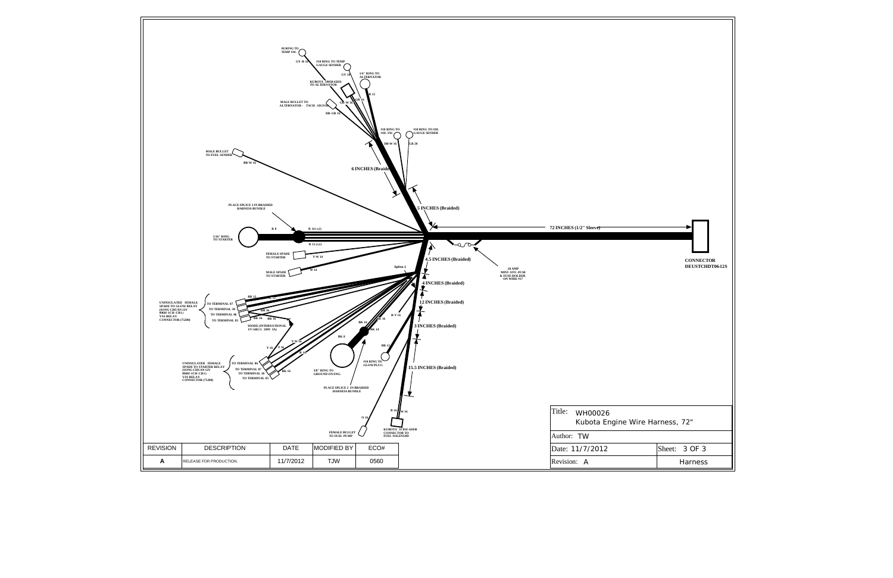#8 RING TO TEMP SW.

GY-R 16

#10 RING TO TEMP GAUGE SENDER

GY 20

1/4" RING TO ALTERNATOR

KUBOTA 19838-65831 TO ALTERNATOR

R 12

GR 16

MALE BULLET TO ALTERNATOR - TACH . SIGNAL

GR-W 16

DB-GR 16

#8 RING TO OIL SW.

#10 RING TO OIL GAUGE SENDER

DB-W 16

LB 20

MALE BULLET TO FUEL SENDER

BR-W 16

6 INCHES (Braided)

5 INCHES (Braided)

PLACE SPLICE 3 IN BRAIDED HARNESS BUNDLE

R 8

R 14 (x2)

5/16" RING TO STARTER

R 12 (x2)

72 INCHES (1/2" Sleeve)

CONNECTOR DEUSTCHDT06-12S

FEMALE SPADE TO STARTER

Y-W 14

4.5 INCHES (Braided)

20 AMP MINI ATO -FUSE & FUSE HOLDER ON WIRE #17

Splice 1

MALE SPADE TO STARTER

W 14

4 INCHES (Braided)

BR 12

R 12

UNINSULATED FEMALE SPADE TO GLOW RELAY (SONG CHUAN 12V 896H -1CH -CR1) VIA RELAY CONNECTOR (75280)

TO TERMINAL 87

TO TERMINAL 30

BR 16

TO TERMINAL 86

BK 16

BR 18

TO TERMINAL 85

12 INCHES (Braided)

R-Y 16

BK 16

BK 16

BK 14

3 INCHES (Braided)

DIODE (INTERNATIONAL 1N 5402 G 200V 3A)

BK 8

Y-W 16

Y 16

Y 16

R 16

BR 12

UNINSULATED FEMALE SPADE TO STARTER RELAY (SONG CHUAN 12V 896H -1CH -CR1) VIA RELAY CONNECTOR (75280)

TO TERMINAL 86

TO TERMINAL 87

TO TERMINAL 30

TO TERMINAL 85

BK 16

3/8" RING TO GROUND ON ENG.

#10 RING TO GLOW PLUG

15.5 INCHES (Braided)

PLACE SPLICE 2 IN BRAIDED HARNESS BUNDLE

R 16

W 16

O 16

FEMALE BULLET TO FUEL PUMP

KUBOTA 1C010-65830 CONNECTOR TO FUEL SOLENOID

| REVISION | DESCRIPTION | DATE | MODIFIED BY | ECO# |
|---|---|---|---|---|
| A | RELEASE FOR PRODUCTION. | 11/7/2012 | TJW | 0560 |

| | |
|---|---|
| Title: WH00026 Kubota Engine Wire Harness, 72" | |
| Author: TW | |
| Date: 11/7/2012 | Sheet: 3 OF 3 |
| Revision: A | Harness |